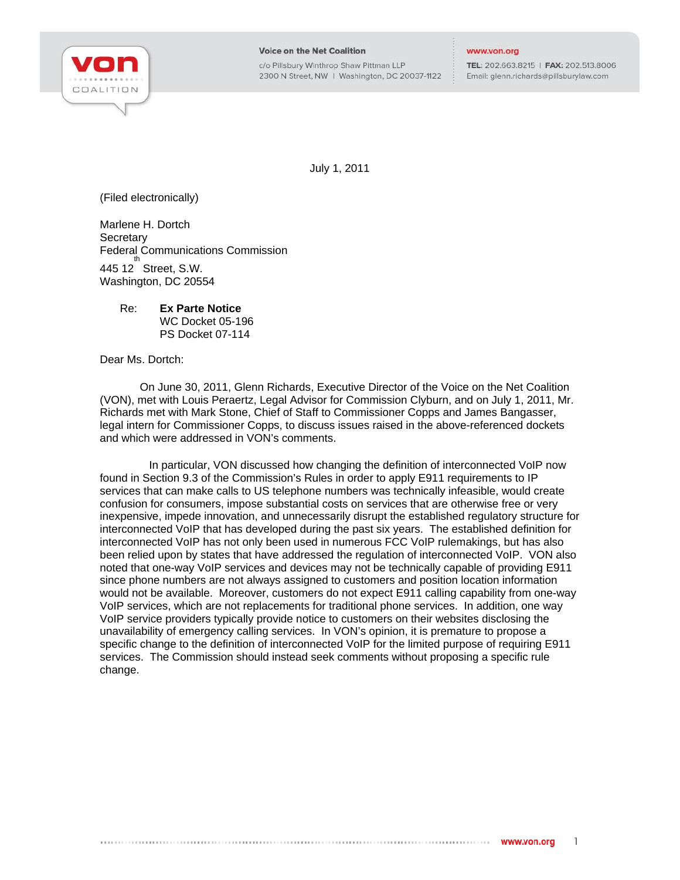**Voice on the Net Coalition**
c/o Pillsbury Winthrop Shaw Pittman LLP
2300 N Street, NW | Washington, DC 20037-1122

www.von.org
**TEL:** 202.663.8215 | **FAX:** 202.513.8006
Email: glenn.richards@pillsburylaw.com

July 1, 2011

(Filed electronically)

Marlene H. Dortch
Secretary
Federal Communications Commission
445 12th Street, S.W.
Washington, DC 20554

Re: **Ex Parte Notice**
WC Docket 05-196
PS Docket 07-114

Dear Ms. Dortch:

On June 30, 2011, Glenn Richards, Executive Director of the Voice on the Net Coalition (VON), met with Louis Peraertz, Legal Advisor for Commission Clyburn, and on July 1, 2011, Mr. Richards met with Mark Stone, Chief of Staff to Commissioner Copps and James Bangasser, legal intern for Commissioner Copps, to discuss issues raised in the above-referenced dockets and which were addressed in VON's comments.

In particular, VON discussed how changing the definition of interconnected VoIP now found in Section 9.3 of the Commission's Rules in order to apply E911 requirements to IP services that can make calls to US telephone numbers was technically infeasible, would create confusion for consumers, impose substantial costs on services that are otherwise free or very inexpensive, impede innovation, and unnecessarily disrupt the established regulatory structure for interconnected VoIP that has developed during the past six years. The established definition for interconnected VoIP has not only been used in numerous FCC VoIP rulemakings, but has also been relied upon by states that have addressed the regulation of interconnected VoIP. VON also noted that one-way VoIP services and devices may not be technically capable of providing E911 since phone numbers are not always assigned to customers and position location information would not be available. Moreover, customers do not expect E911 calling capability from one-way VoIP services, which are not replacements for traditional phone services. In addition, one way VoIP service providers typically provide notice to customers on their websites disclosing the unavailability of emergency calling services. In VON's opinion, it is premature to propose a specific change to the definition of interconnected VoIP for the limited purpose of requiring E911 services. The Commission should instead seek comments without proposing a specific rule change.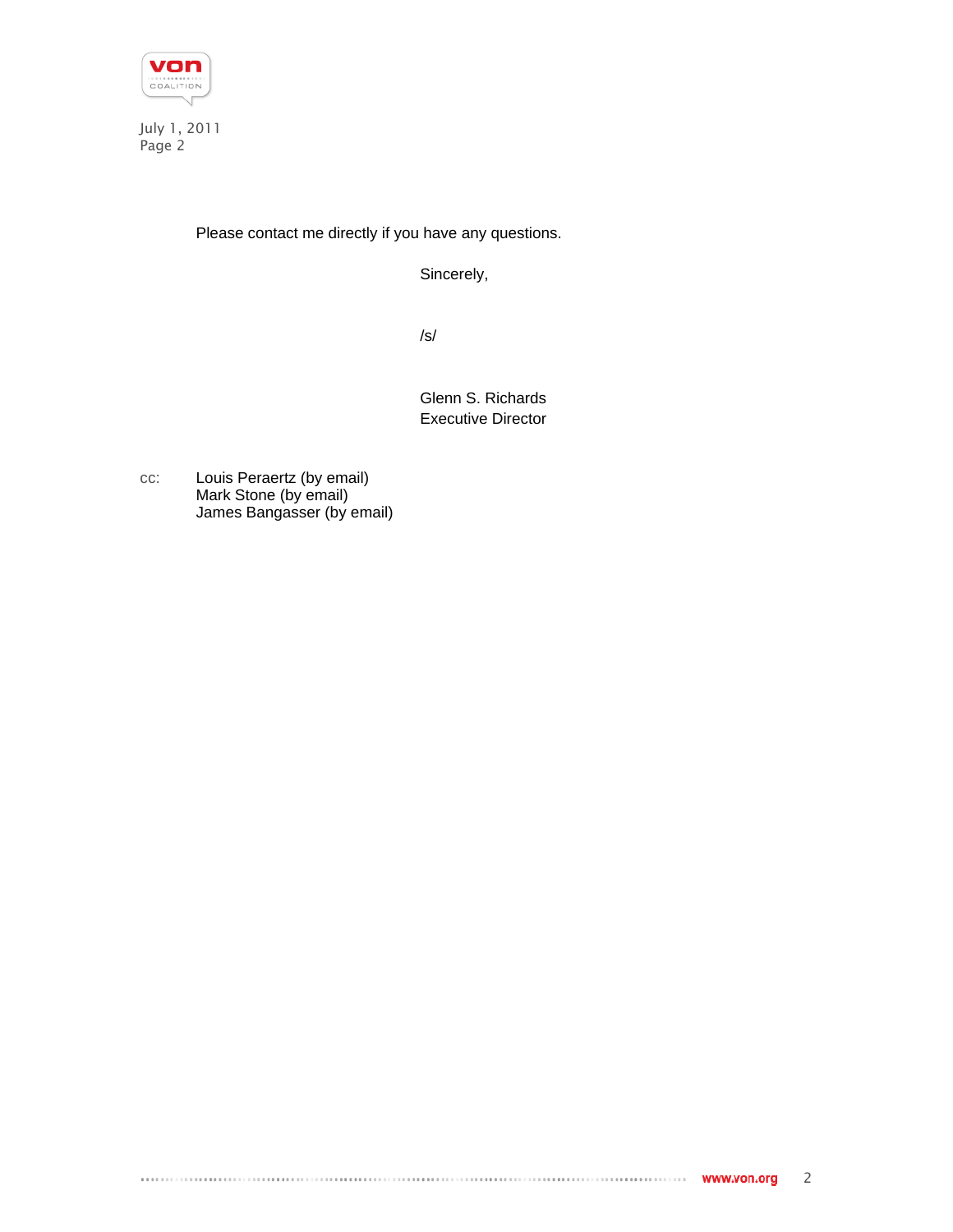Please contact me directly if you have any questions.

Sincerely,

/s/

Glenn S. Richards
Executive Director

cc: Louis Peraertz (by email)
Mark Stone (by email)
James Bangasser (by email)